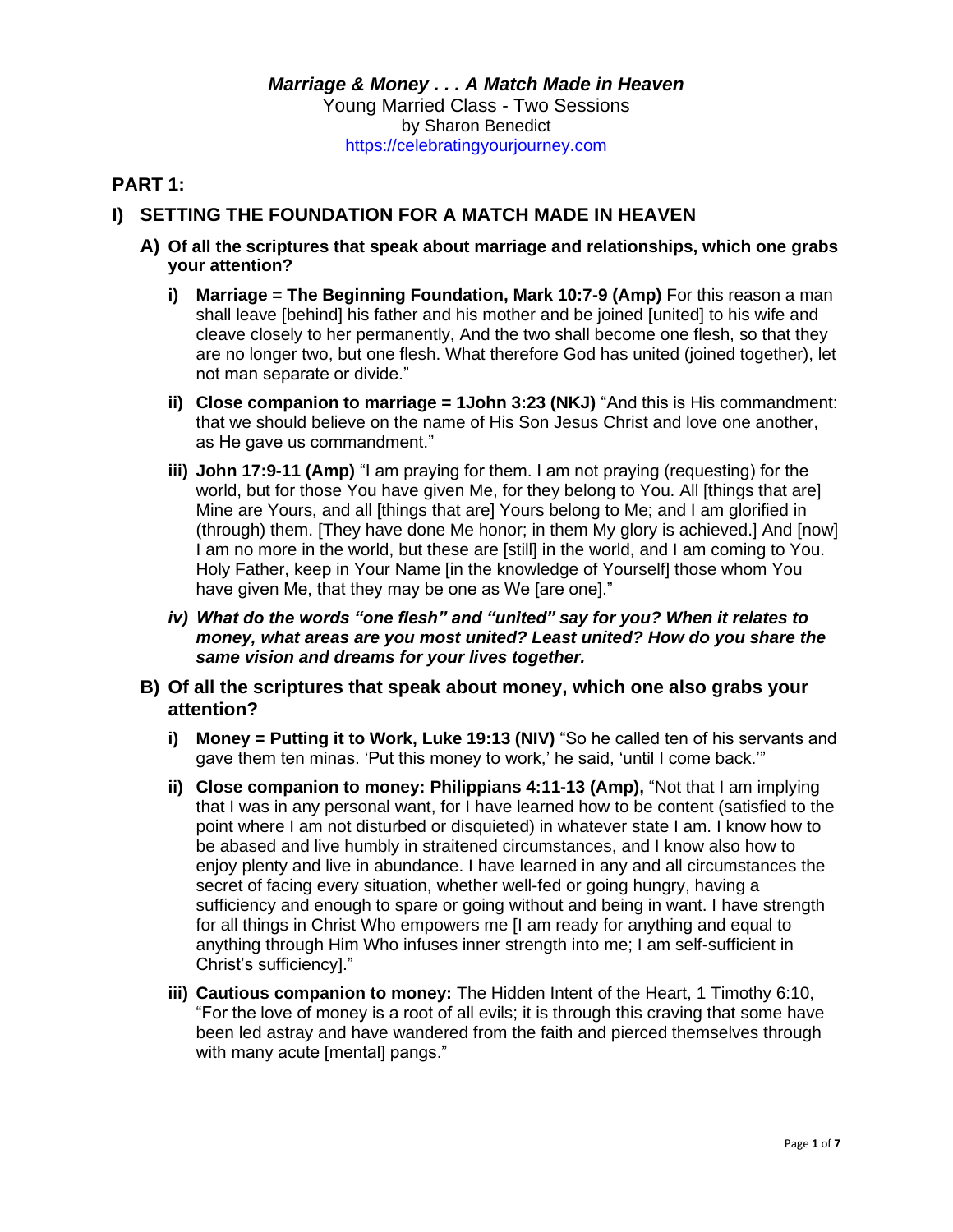***Marriage & Money . . . A Match Made in Heaven***

Young Married Class - Two Sessions

by Sharon Benedict

https://celebratingyourjourney.com

## PART 1:

## I) SETTING THE FOUNDATION FOR A MATCH MADE IN HEAVEN

### A) Of all the scriptures that speak about marriage and relationships, which one grabs your attention?

i) **Marriage = The Beginning Foundation, Mark 10:7-9 (Amp)** For this reason a man shall leave [behind] his father and his mother and be joined [united] to his wife and cleave closely to her permanently, And the two shall become one flesh, so that they are no longer two, but one flesh. What therefore God has united (joined together), let not man separate or divide."

ii) **Close companion to marriage = 1John 3:23 (NKJ)** "And this is His commandment: that we should believe on the name of His Son Jesus Christ and love one another, as He gave us commandment."

iii) **John 17:9-11 (Amp)** "I am praying for them. I am not praying (requesting) for the world, but for those You have given Me, for they belong to You. All [things that are] Mine are Yours, and all [things that are] Yours belong to Me; and I am glorified in (through) them. [They have done Me honor; in them My glory is achieved.] And [now] I am no more in the world, but these are [still] in the world, and I am coming to You. Holy Father, keep in Your Name [in the knowledge of Yourself] those whom You have given Me, that they may be one as We [are one]."

***iv) What do the words "one flesh" and "united" say for you? When it relates to money, what areas are you most united? Least united? How do you share the same vision and dreams for your lives together.***

### B) Of all the scriptures that speak about money, which one also grabs your attention?

i) **Money = Putting it to Work, Luke 19:13 (NIV)** "So he called ten of his servants and gave them ten minas. 'Put this money to work,' he said, 'until I come back.'"

ii) **Close companion to money: Philippians 4:11-13 (Amp),** "Not that I am implying that I was in any personal want, for I have learned how to be content (satisfied to the point where I am not disturbed or disquieted) in whatever state I am. I know how to be abased and live humbly in straitened circumstances, and I know also how to enjoy plenty and live in abundance. I have learned in any and all circumstances the secret of facing every situation, whether well-fed or going hungry, having a sufficiency and enough to spare or going without and being in want. I have strength for all things in Christ Who empowers me [I am ready for anything and equal to anything through Him Who infuses inner strength into me; I am self-sufficient in Christ's sufficiency]."

iii) **Cautious companion to money:** The Hidden Intent of the Heart, 1 Timothy 6:10, "For the love of money is a root of all evils; it is through this craving that some have been led astray and have wandered from the faith and pierced themselves through with many acute [mental] pangs."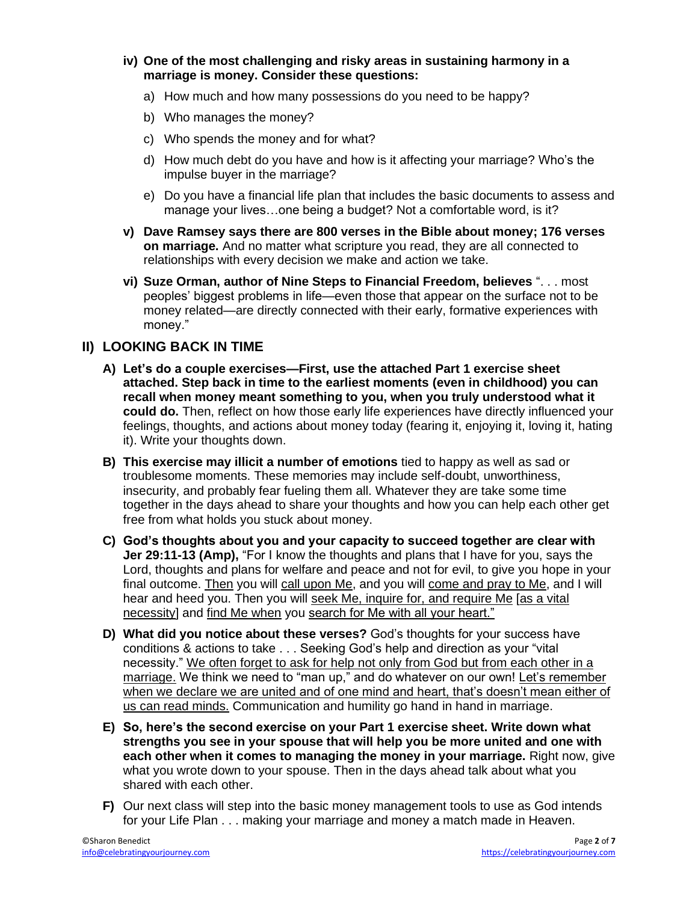iv) **One of the most challenging and risky areas in sustaining harmony in a marriage is money. Consider these questions:**

   a) How much and how many possessions do you need to be happy?

   b) Who manages the money?

   c) Who spends the money and for what?

   d) How much debt do you have and how is it affecting your marriage? Who's the impulse buyer in the marriage?

   e) Do you have a financial life plan that includes the basic documents to assess and manage your lives…one being a budget? Not a comfortable word, is it?

v) **Dave Ramsey says there are 800 verses in the Bible about money; 176 verses on marriage.** And no matter what scripture you read, they are all connected to relationships with every decision we make and action we take.

vi) **Suze Orman, author of Nine Steps to Financial Freedom, believes** ". . . most peoples' biggest problems in life—even those that appear on the surface not to be money related—are directly connected with their early, formative experiences with money."

## II) LOOKING BACK IN TIME

A) **Let's do a couple exercises—First, use the attached Part 1 exercise sheet attached. Step back in time to the earliest moments (even in childhood) you can recall when money meant something to you, when you truly understood what it could do.** Then, reflect on how those early life experiences have directly influenced your feelings, thoughts, and actions about money today (fearing it, enjoying it, loving it, hating it). Write your thoughts down.

B) **This exercise may illicit a number of emotions** tied to happy as well as sad or troublesome moments. These memories may include self-doubt, unworthiness, insecurity, and probably fear fueling them all. Whatever they are take some time together in the days ahead to share your thoughts and how you can help each other get free from what holds you stuck about money.

C) **God's thoughts about you and your capacity to succeed together are clear with Jer 29:11-13 (Amp),** "For I know the thoughts and plans that I have for you, says the Lord, thoughts and plans for welfare and peace and not for evil, to give you hope in your final outcome. <u>Then</u> you will <u>call upon Me</u>, and you will <u>come and pray to Me</u>, and I will hear and heed you. Then you will <u>seek Me, inquire for, and require Me</u> <u>[as a vital necessity]</u> and <u>find Me when</u> you <u>search for Me with all your heart."</u>

D) **What did you notice about these verses?** God's thoughts for your success have conditions & actions to take . . . Seeking God's help and direction as your "vital necessity." <u>We often forget to ask for help not only from God but from each other in a marriage.</u> We think we need to "man up," and do whatever on our own! <u>Let's remember when we declare we are united and of one mind and heart, that's doesn't mean either of us can read minds.</u> Communication and humility go hand in hand in marriage.

E) **So, here's the second exercise on your Part 1 exercise sheet. Write down what strengths you see in your spouse that will help you be more united and one with each other when it comes to managing the money in your marriage.** Right now, give what you wrote down to your spouse. Then in the days ahead talk about what you shared with each other.

F) Our next class will step into the basic money management tools to use as God intends for your Life Plan . . . making your marriage and money a match made in Heaven.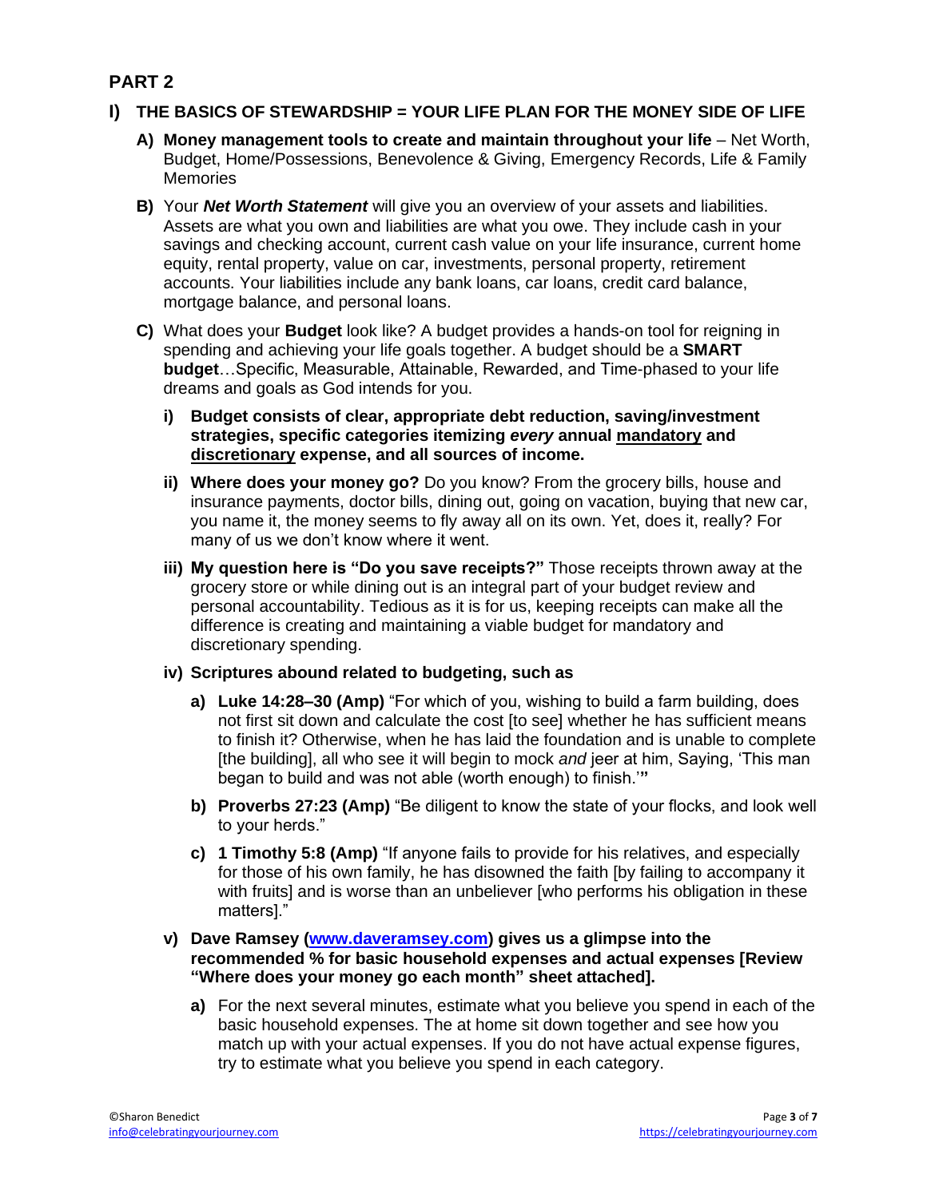## PART 2

### I) THE BASICS OF STEWARDSHIP = YOUR LIFE PLAN FOR THE MONEY SIDE OF LIFE

**A) Money management tools to create and maintain throughout your life** – Net Worth, Budget, Home/Possessions, Benevolence & Giving, Emergency Records, Life & Family Memories

**B)** Your ***Net Worth Statement*** will give you an overview of your assets and liabilities. Assets are what you own and liabilities are what you owe. They include cash in your savings and checking account, current cash value on your life insurance, current home equity, rental property, value on car, investments, personal property, retirement accounts. Your liabilities include any bank loans, car loans, credit card balance, mortgage balance, and personal loans.

**C)** What does your **Budget** look like? A budget provides a hands-on tool for reigning in spending and achieving your life goals together. A budget should be a **SMART budget**…Specific, Measurable, Attainable, Rewarded, and Time-phased to your life dreams and goals as God intends for you.

- **i) Budget consists of clear, appropriate debt reduction, saving/investment strategies, specific categories itemizing *every* annual <u>mandatory</u> and <u>discretionary</u> expense, and all sources of income.**

- **ii) Where does your money go?** Do you know? From the grocery bills, house and insurance payments, doctor bills, dining out, going on vacation, buying that new car, you name it, the money seems to fly away all on its own. Yet, does it, really? For many of us we don't know where it went.

- **iii) My question here is "Do you save receipts?"** Those receipts thrown away at the grocery store or while dining out is an integral part of your budget review and personal accountability. Tedious as it is for us, keeping receipts can make all the difference is creating and maintaining a viable budget for mandatory and discretionary spending.

- **iv) Scriptures abound related to budgeting, such as**

  - **a) Luke 14:28–30 (Amp)** "For which of you, wishing to build a farm building, does not first sit down and calculate the cost [to see] whether he has sufficient means to finish it? Otherwise, when he has laid the foundation and is unable to complete [the building], all who see it will begin to mock *and* jeer at him, Saying, 'This man began to build and was not able (worth enough) to finish.'**"**

  - **b) Proverbs 27:23 (Amp)** "Be diligent to know the state of your flocks, and look well to your herds."

  - **c) 1 Timothy 5:8 (Amp)** "If anyone fails to provide for his relatives, and especially for those of his own family, he has disowned the faith [by failing to accompany it with fruits] and is worse than an unbeliever [who performs his obligation in these matters]."

- **v) Dave Ramsey ([www.daveramsey.com](www.daveramsey.com)) gives us a glimpse into the recommended % for basic household expenses and actual expenses [Review "Where does your money go each month" sheet attached].**

  - **a)** For the next several minutes, estimate what you believe you spend in each of the basic household expenses. The at home sit down together and see how you match up with your actual expenses. If you do not have actual expense figures, try to estimate what you believe you spend in each category.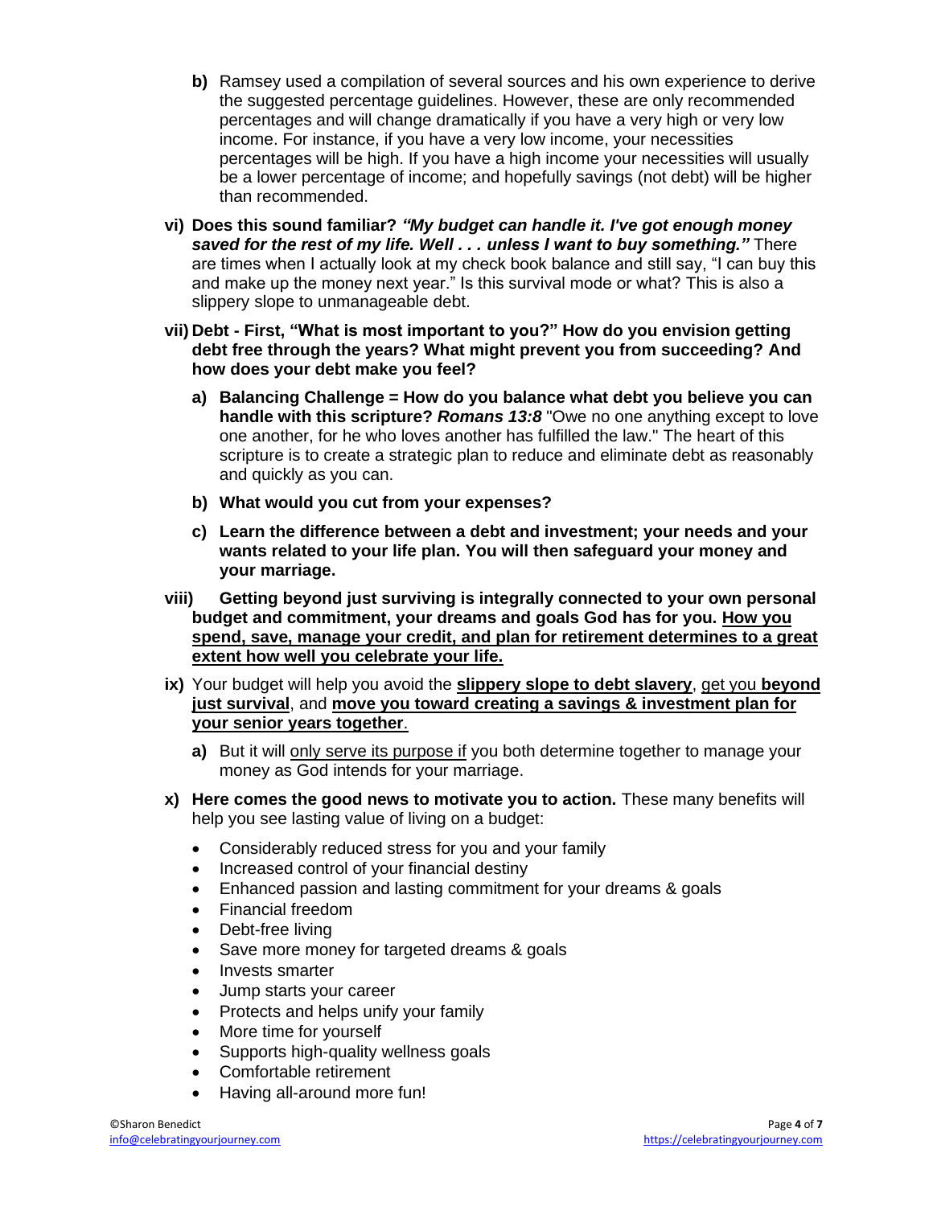b) Ramsey used a compilation of several sources and his own experience to derive the suggested percentage guidelines. However, these are only recommended percentages and will change dramatically if you have a very high or very low income. For instance, if you have a very low income, your necessities percentages will be high. If you have a high income your necessities will usually be a lower percentage of income; and hopefully savings (not debt) will be higher than recommended.

vi) **Does this sound familiar?** ***"My budget can handle it. I've got enough money saved for the rest of my life. Well . . . unless I want to buy something."*** There are times when I actually look at my check book balance and still say, "I can buy this and make up the money next year." Is this survival mode or what? This is also a slippery slope to unmanageable debt.

vii) **Debt - First, "What is most important to you?" How do you envision getting debt free through the years? What might prevent you from succeeding? And how does your debt make you feel?**

a) **Balancing Challenge = How do you balance what debt you believe you can handle with this scripture?** ***Romans 13:8*** "Owe no one anything except to love one another, for he who loves another has fulfilled the law." The heart of this scripture is to create a strategic plan to reduce and eliminate debt as reasonably and quickly as you can.

b) **What would you cut from your expenses?**

c) **Learn the difference between a debt and investment; your needs and your wants related to your life plan. You will then safeguard your money and your marriage.**

viii) **Getting beyond just surviving is integrally connected to your own personal budget and commitment, your dreams and goals God has for you. <u>How you spend, save, manage your credit, and plan for retirement determines to a great extent how well you celebrate your life.</u>**

ix) Your budget will help you avoid the **<u>slippery slope to debt slavery</u>**, <u>get you</u> **<u>beyond just survival</u>**, and **<u>move you toward creating a savings & investment plan for your senior years together</u>**.

a) But it will <u>only serve its purpose if</u> you both determine together to manage your money as God intends for your marriage.

x) **Here comes the good news to motivate you to action.** These many benefits will help you see lasting value of living on a budget:

- Considerably reduced stress for you and your family
- Increased control of your financial destiny
- Enhanced passion and lasting commitment for your dreams & goals
- Financial freedom
- Debt-free living
- Save more money for targeted dreams & goals
- Invests smarter
- Jump starts your career
- Protects and helps unify your family
- More time for yourself
- Supports high-quality wellness goals
- Comfortable retirement
- Having all-around more fun!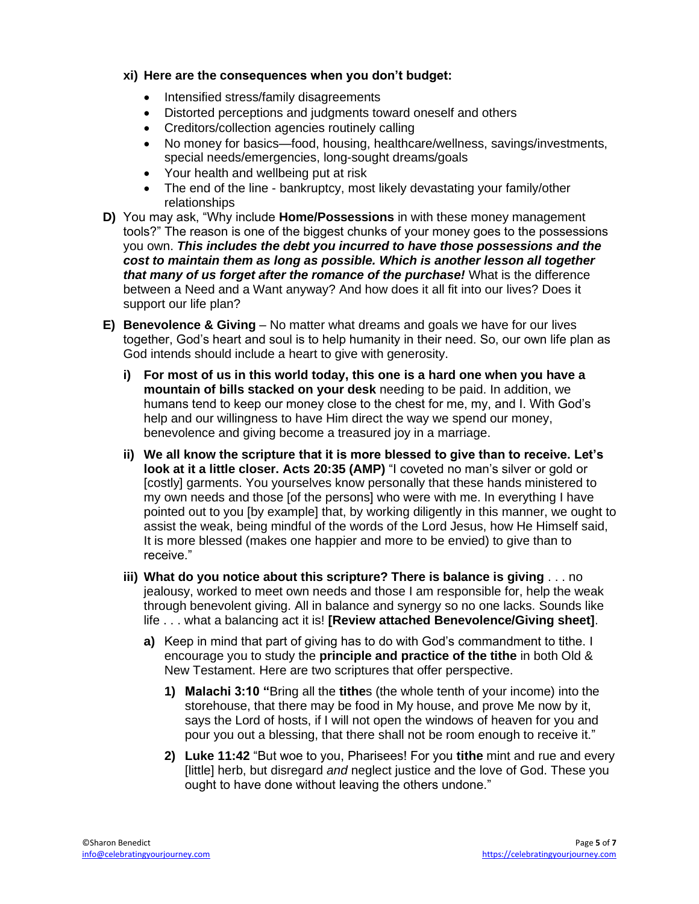**xi) Here are the consequences when you don't budget:**

- Intensified stress/family disagreements
- Distorted perceptions and judgments toward oneself and others
- Creditors/collection agencies routinely calling
- No money for basics—food, housing, healthcare/wellness, savings/investments, special needs/emergencies, long-sought dreams/goals
- Your health and wellbeing put at risk
- The end of the line - bankruptcy, most likely devastating your family/other relationships

**D)** You may ask, "Why include **Home/Possessions** in with these money management tools?" The reason is one of the biggest chunks of your money goes to the possessions you own. ***This includes the debt you incurred to have those possessions and the cost to maintain them as long as possible. Which is another lesson all together that many of us forget after the romance of the purchase!*** What is the difference between a Need and a Want anyway? And how does it all fit into our lives? Does it support our life plan?

**E) Benevolence & Giving** – No matter what dreams and goals we have for our lives together, God's heart and soul is to help humanity in their need. So, our own life plan as God intends should include a heart to give with generosity.

**i) For most of us in this world today, this one is a hard one when you have a mountain of bills stacked on your desk** needing to be paid. In addition, we humans tend to keep our money close to the chest for me, my, and I. With God's help and our willingness to have Him direct the way we spend our money, benevolence and giving become a treasured joy in a marriage.

**ii) We all know the scripture that it is more blessed to give than to receive. Let's look at it a little closer. Acts 20:35 (AMP)** "I coveted no man's silver or gold or [costly] garments. You yourselves know personally that these hands ministered to my own needs and those [of the persons] who were with me. In everything I have pointed out to you [by example] that, by working diligently in this manner, we ought to assist the weak, being mindful of the words of the Lord Jesus, how He Himself said, It is more blessed (makes one happier and more to be envied) to give than to receive."

**iii) What do you notice about this scripture? There is balance is giving** . . . no jealousy, worked to meet own needs and those I am responsible for, help the weak through benevolent giving. All in balance and synergy so no one lacks. Sounds like life . . . what a balancing act it is! **[Review attached Benevolence/Giving sheet]**.

**a)** Keep in mind that part of giving has to do with God's commandment to tithe. I encourage you to study the **principle and practice of the tithe** in both Old & New Testament. Here are two scriptures that offer perspective.

**1) Malachi 3:10 "**Bring all the **tithe**s (the whole tenth of your income) into the storehouse, that there may be food in My house, and prove Me now by it, says the Lord of hosts, if I will not open the windows of heaven for you and pour you out a blessing, that there shall not be room enough to receive it."

**2) Luke 11:42** "But woe to you, Pharisees! For you **tithe** mint and rue and every [little] herb, but disregard *and* neglect justice and the love of God. These you ought to have done without leaving the others undone."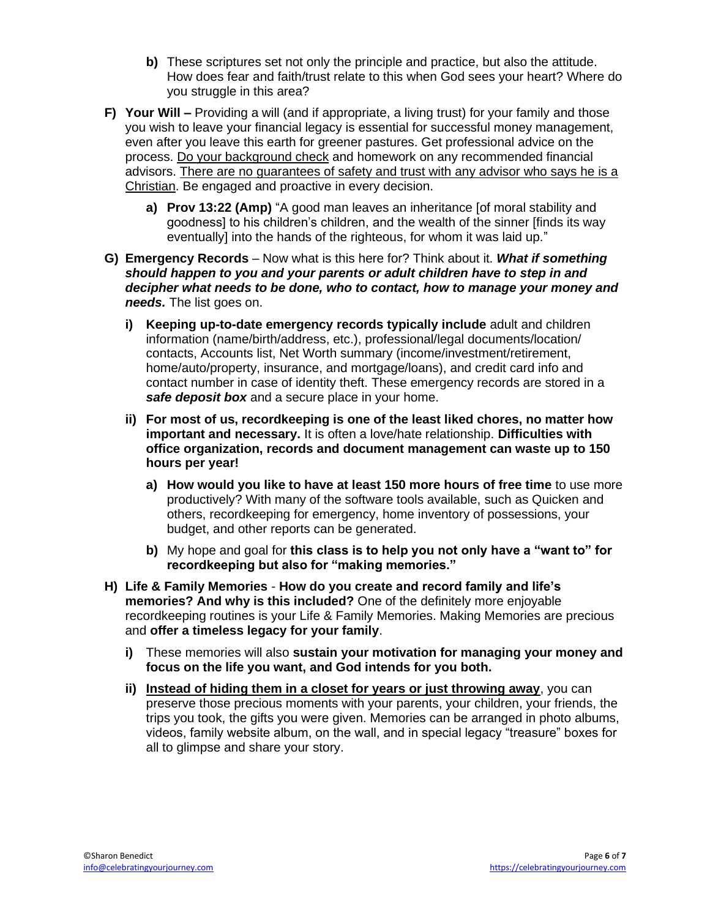b) These scriptures set not only the principle and practice, but also the attitude. How does fear and faith/trust relate to this when God sees your heart? Where do you struggle in this area?

F) **Your Will –** Providing a will (and if appropriate, a living trust) for your family and those you wish to leave your financial legacy is essential for successful money management, even after you leave this earth for greener pastures. Get professional advice on the process. <u>Do your background check</u> and homework on any recommended financial advisors. <u>There are no guarantees of safety and trust with any advisor who says he is a Christian</u>. Be engaged and proactive in every decision.

   a) **Prov 13:22 (Amp)** "A good man leaves an inheritance [of moral stability and goodness] to his children's children, and the wealth of the sinner [finds its way eventually] into the hands of the righteous, for whom it was laid up."

G) **Emergency Records** – Now what is this here for? Think about it. ***What if something should happen to you and your parents or adult children have to step in and decipher what needs to be done, who to contact, how to manage your money and needs.*** The list goes on.

   i) **Keeping up-to-date emergency records typically include** adult and children information (name/birth/address, etc.), professional/legal documents/location/ contacts, Accounts list, Net Worth summary (income/investment/retirement, home/auto/property, insurance, and mortgage/loans), and credit card info and contact number in case of identity theft. These emergency records are stored in a ***safe deposit box*** and a secure place in your home.

   ii) **For most of us, recordkeeping is one of the least liked chores, no matter how important and necessary.** It is often a love/hate relationship. **Difficulties with office organization, records and document management can waste up to 150 hours per year!**

      a) **How would you like to have at least 150 more hours of free time** to use more productively? With many of the software tools available, such as Quicken and others, recordkeeping for emergency, home inventory of possessions, your budget, and other reports can be generated.

      b) My hope and goal for **this class is to help you not only have a "want to" for recordkeeping but also for "making memories."**

H) **Life & Family Memories** - **How do you create and record family and life's memories? And why is this included?** One of the definitely more enjoyable recordkeeping routines is your Life & Family Memories. Making Memories are precious and **offer a timeless legacy for your family**.

   i) These memories will also **sustain your motivation for managing your money and focus on the life you want, and God intends for you both.**

   ii) **<u>Instead of hiding them in a closet for years or just throwing away</u>**, you can preserve those precious moments with your parents, your children, your friends, the trips you took, the gifts you were given. Memories can be arranged in photo albums, videos, family website album, on the wall, and in special legacy "treasure" boxes for all to glimpse and share your story.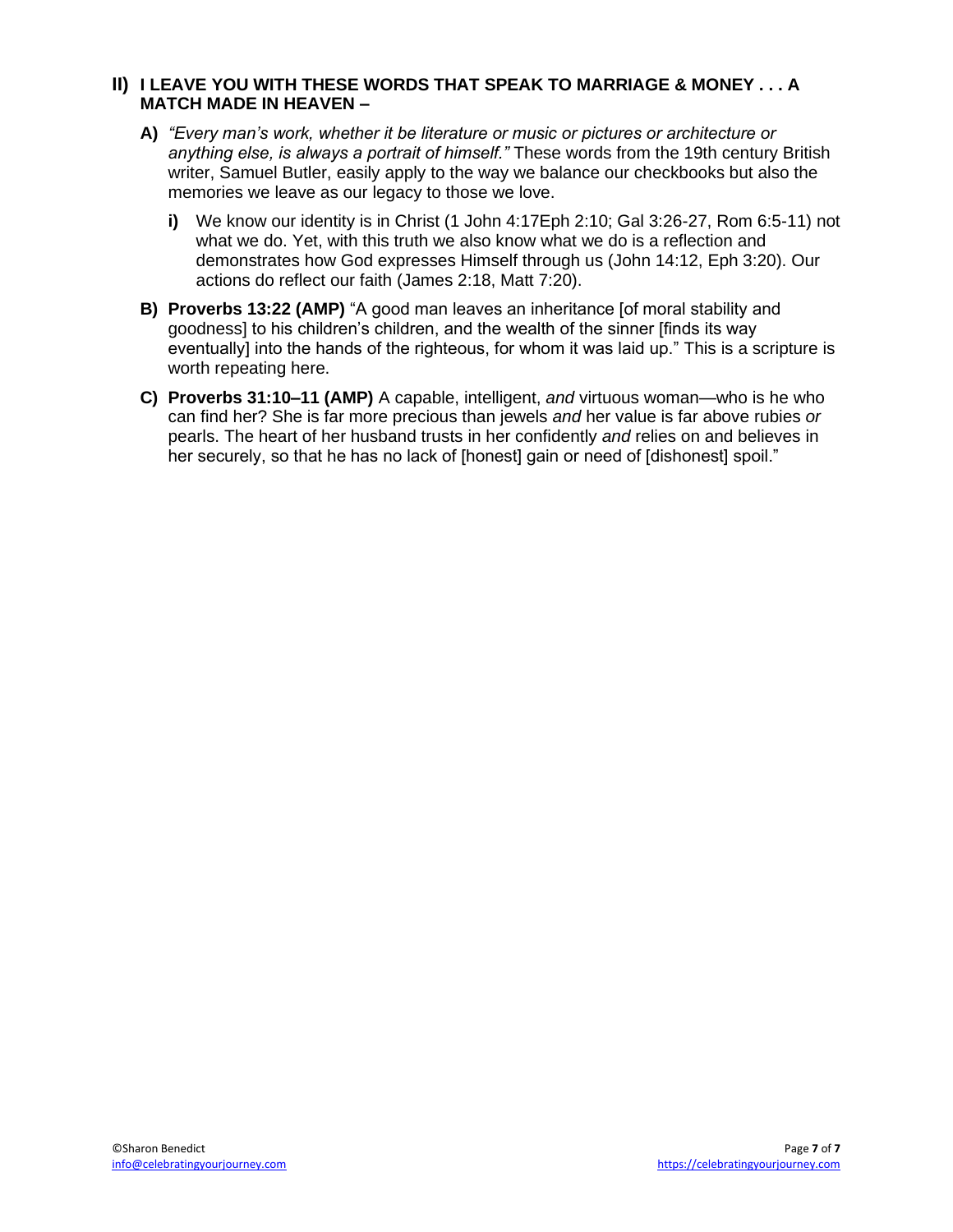## II) I LEAVE YOU WITH THESE WORDS THAT SPEAK TO MARRIAGE & MONEY . . . A MATCH MADE IN HEAVEN –

**A)** *"Every man's work, whether it be literature or music or pictures or architecture or anything else, is always a portrait of himself."* These words from the 19th century British writer, Samuel Butler, easily apply to the way we balance our checkbooks but also the memories we leave as our legacy to those we love.

   **i)** We know our identity is in Christ (1 John 4:17Eph 2:10; Gal 3:26-27, Rom 6:5-11) not what we do. Yet, with this truth we also know what we do is a reflection and demonstrates how God expresses Himself through us (John 14:12, Eph 3:20). Our actions do reflect our faith (James 2:18, Matt 7:20).

**B)** **Proverbs 13:22 (AMP)** "A good man leaves an inheritance [of moral stability and goodness] to his children's children, and the wealth of the sinner [finds its way eventually] into the hands of the righteous, for whom it was laid up." This is a scripture is worth repeating here.

**C)** **Proverbs 31:10–11 (AMP)** A capable, intelligent, *and* virtuous woman—who is he who can find her? She is far more precious than jewels *and* her value is far above rubies *or* pearls. The heart of her husband trusts in her confidently *and* relies on and believes in her securely, so that he has no lack of [honest] gain or need of [dishonest] spoil."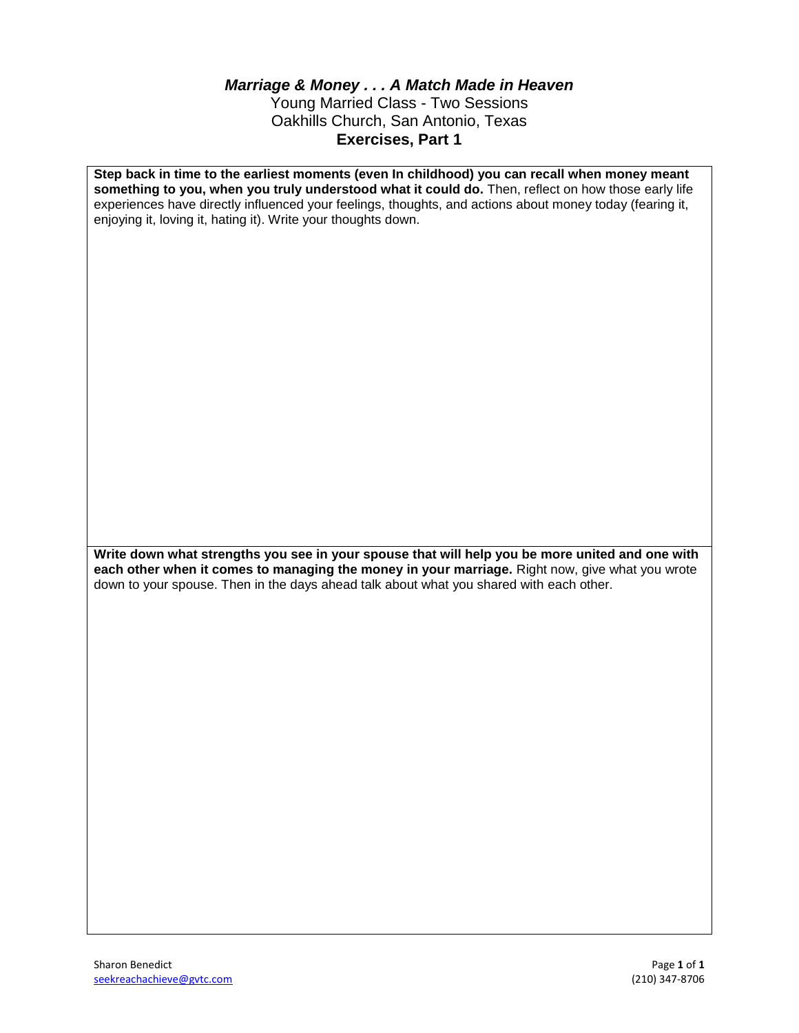# ***Marriage & Money . . . A Match Made in Heaven***

Young Married Class - Two Sessions

Oakhills Church, San Antonio, Texas

**Exercises, Part 1**

**Step back in time to the earliest moments (even In childhood) you can recall when money meant something to you, when you truly understood what it could do.** Then, reflect on how those early life experiences have directly influenced your feelings, thoughts, and actions about money today (fearing it, enjoying it, loving it, hating it). Write your thoughts down.

**Write down what strengths you see in your spouse that will help you be more united and one with each other when it comes to managing the money in your marriage.** Right now, give what you wrote down to your spouse. Then in the days ahead talk about what you shared with each other.

Sharon Benedict
seekreachachieve@gvtc.com
(210) 347-8706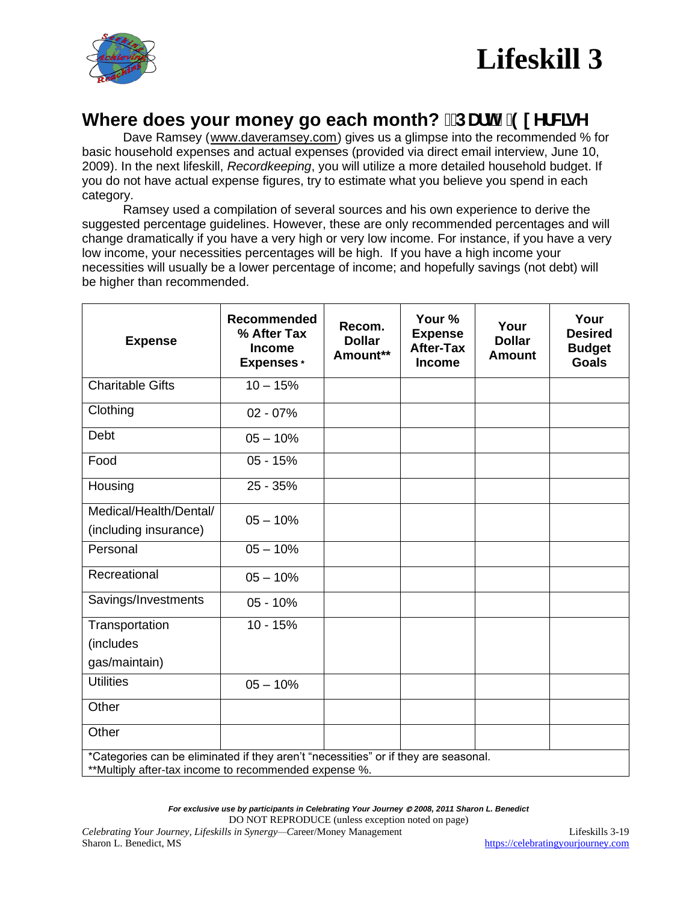# Lifeskill 3

## Where does your money go each month? 3DUW ( [HUFLVH

Dave Ramsey (www.daveramsey.com) gives us a glimpse into the recommended % for basic household expenses and actual expenses (provided via direct email interview, June 10, 2009). In the next lifeskill, *Recordkeeping*, you will utilize a more detailed household budget. If you do not have actual expense figures, try to estimate what you believe you spend in each category.

Ramsey used a compilation of several sources and his own experience to derive the suggested percentage guidelines. However, these are only recommended percentages and will change dramatically if you have a very high or very low income. For instance, if you have a very low income, your necessities percentages will be high. If you have a high income your necessities will usually be a lower percentage of income; and hopefully savings (not debt) will be higher than recommended.

| Expense | Recommended % After Tax Income Expenses * | Recom. Dollar Amount** | Your % Expense After-Tax Income | Your Dollar Amount | Your Desired Budget Goals |
|---|---|---|---|---|---|
| Charitable Gifts | 10 – 15% | | | | |
| Clothing | 02 - 07% | | | | |
| Debt | 05 – 10% | | | | |
| Food | 05 - 15% | | | | |
| Housing | 25 - 35% | | | | |
| Medical/Health/Dental/ (including insurance) | 05 – 10% | | | | |
| Personal | 05 – 10% | | | | |
| Recreational | 05 – 10% | | | | |
| Savings/Investments | 05 - 10% | | | | |
| Transportation (includes gas/maintain) | 10 - 15% | | | | |
| Utilities | 05 – 10% | | | | |
| Other | | | | | |
| Other | | | | | |

*Categories can be eliminated if they aren't "necessities" or if they are seasonal.
**Multiply after-tax income to recommended expense %.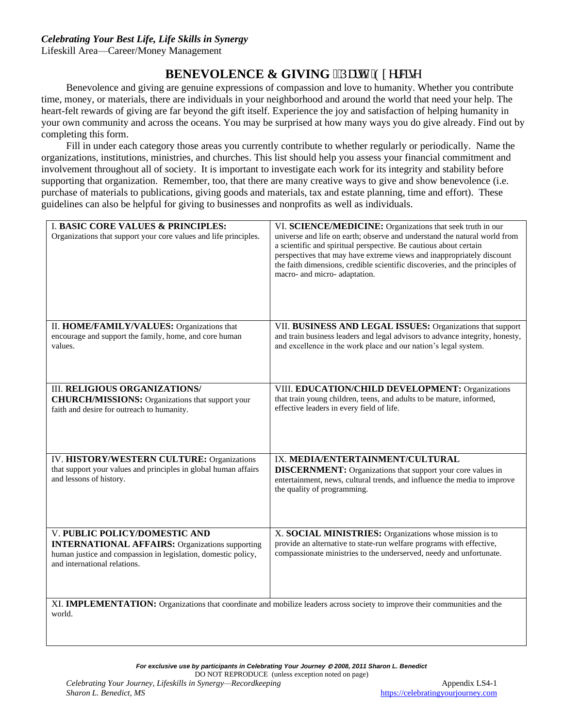*Celebrating Your Best Life, Life Skills in Synergy*
Lifeskill Area—Career/Money Management

# BENEVOLENCE & GIVING —Part 1 Exercise

Benevolence and giving are genuine expressions of compassion and love to humanity. Whether you contribute time, money, or materials, there are individuals in your neighborhood and around the world that need your help. The heart-felt rewards of giving are far beyond the gift itself. Experience the joy and satisfaction of helping humanity in your own community and across the oceans. You may be surprised at how many ways you do give already. Find out by completing this form.

Fill in under each category those areas you currently contribute to whether regularly or periodically. Name the organizations, institutions, ministries, and churches. This list should help you assess your financial commitment and involvement throughout all of society. It is important to investigate each work for its integrity and stability before supporting that organization. Remember, too, that there are many creative ways to give and show benevolence (i.e. purchase of materials to publications, giving goods and materials, tax and estate planning, time and effort). These guidelines can also be helpful for giving to businesses and nonprofits as well as individuals.

| | |
|---|---|
| I. **BASIC CORE VALUES & PRINCIPLES:** Organizations that support your core values and life principles. | VI. **SCIENCE/MEDICINE:** Organizations that seek truth in our universe and life on earth; observe and understand the natural world from a scientific and spiritual perspective. Be cautious about certain perspectives that may have extreme views and inappropriately discount the faith dimensions, credible scientific discoveries, and the principles of macro- and micro- adaptation. |
| II. **HOME/FAMILY/VALUES:** Organizations that encourage and support the family, home, and core human values. | VII. **BUSINESS AND LEGAL ISSUES:** Organizations that support and train business leaders and legal advisors to advance integrity, honesty, and excellence in the work place and our nation's legal system. |
| III. **RELIGIOUS ORGANIZATIONS/ CHURCH/MISSIONS:** Organizations that support your faith and desire for outreach to humanity. | VIII. **EDUCATION/CHILD DEVELOPMENT:** Organizations that train young children, teens, and adults to be mature, informed, effective leaders in every field of life. |
| IV. **HISTORY/WESTERN CULTURE:** Organizations that support your values and principles in global human affairs and lessons of history. | IX. **MEDIA/ENTERTAINMENT/CULTURAL DISCERNMENT:** Organizations that support your core values in entertainment, news, cultural trends, and influence the media to improve the quality of programming. |
| V. **PUBLIC POLICY/DOMESTIC AND INTERNATIONAL AFFAIRS:** Organizations supporting human justice and compassion in legislation, domestic policy, and international relations. | X. **SOCIAL MINISTRIES:** Organizations whose mission is to provide an alternative to state-run welfare programs with effective, compassionate ministries to the underserved, needy and unfortunate. |
| XI. **IMPLEMENTATION:** Organizations that coordinate and mobilize leaders across society to improve their communities and the world. | |

***For exclusive use by participants in Celebrating Your Journey © 2008, 2011 Sharon L. Benedict***
DO NOT REPRODUCE (unless exception noted on page)
*Celebrating Your Journey, Lifeskills in Synergy—Recordkeeping* Appendix LS4-1
*Sharon L. Benedict, MS* https://celebratingyourjourney.com